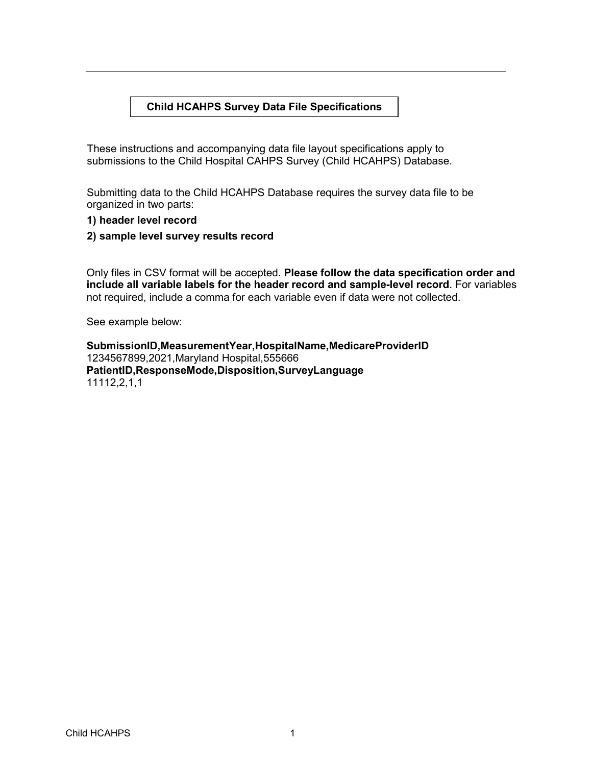# Child HCAHPS Survey Data File Specifications

These instructions and accompanying data file layout specifications apply to submissions to the Child Hospital CAHPS Survey (Child HCAHPS) Database.

Submitting data to the Child HCAHPS Database requires the survey data file to be organized in two parts:

**1) header level record**

**2) sample level survey results record**

Only files in CSV format will be accepted. **Please follow the data specification order and include all variable labels for the header record and sample-level record**. For variables not required, include a comma for each variable even if data were not collected.

See example below:

**SubmissionID,MeasurementYear,HospitalName,MedicareProviderID**
1234567899,2021,Maryland Hospital,555666
**PatientID,ResponseMode,Disposition,SurveyLanguage**
11112,2,1,1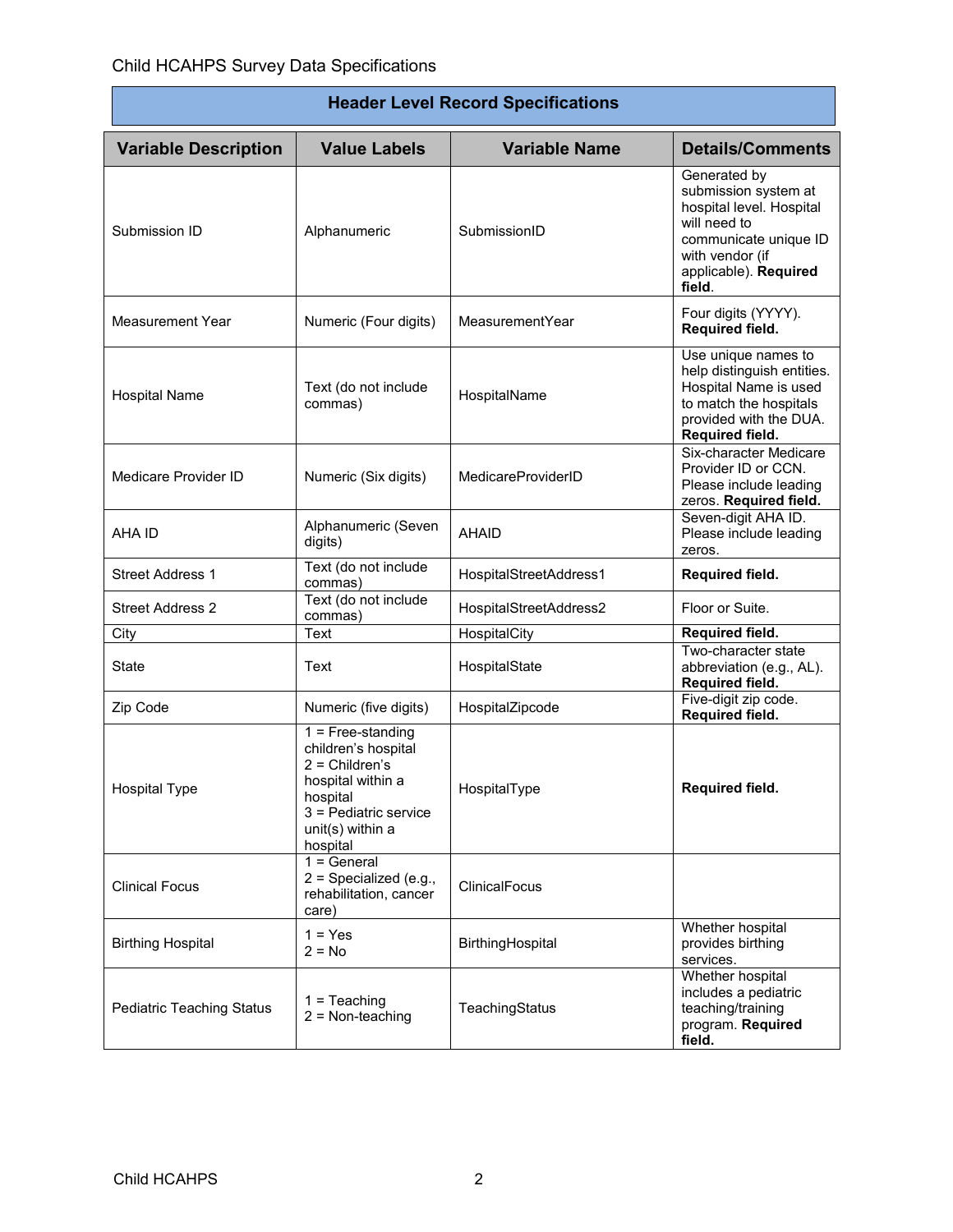## Header Level Record Specifications

| Variable Description | Value Labels | Variable Name | Details/Comments |
|---|---|---|---|
| Submission ID | Alphanumeric | SubmissionID | Generated by submission system at hospital level. Hospital will need to communicate unique ID with vendor (if applicable). **Required field**. |
| Measurement Year | Numeric (Four digits) | MeasurementYear | Four digits (YYYY). **Required field.** |
| Hospital Name | Text (do not include commas) | HospitalName | Use unique names to help distinguish entities. Hospital Name is used to match the hospitals provided with the DUA. **Required field.** |
| Medicare Provider ID | Numeric (Six digits) | MedicareProviderID | Six-character Medicare Provider ID or CCN. Please include leading zeros. **Required field.** |
| AHA ID | Alphanumeric (Seven digits) | AHAID | Seven-digit AHA ID. Please include leading zeros. |
| Street Address 1 | Text (do not include commas) | HospitalStreetAddress1 | **Required field.** |
| Street Address 2 | Text (do not include commas) | HospitalStreetAddress2 | Floor or Suite. |
| City | Text | HospitalCity | **Required field.** |
| State | Text | HospitalState | Two-character state abbreviation (e.g., AL). **Required field.** |
| Zip Code | Numeric (five digits) | HospitalZipcode | Five-digit zip code. **Required field.** |
| Hospital Type | 1 = Free-standing children's hospital<br>2 = Children's hospital within a hospital<br>3 = Pediatric service unit(s) within a hospital | HospitalType | **Required field.** |
| Clinical Focus | 1 = General<br>2 = Specialized (e.g., rehabilitation, cancer care) | ClinicalFocus | |
| Birthing Hospital | 1 = Yes<br>2 = No | BirthingHospital | Whether hospital provides birthing services. |
| Pediatric Teaching Status | 1 = Teaching<br>2 = Non-teaching | TeachingStatus | Whether hospital includes a pediatric teaching/training program. **Required field.** |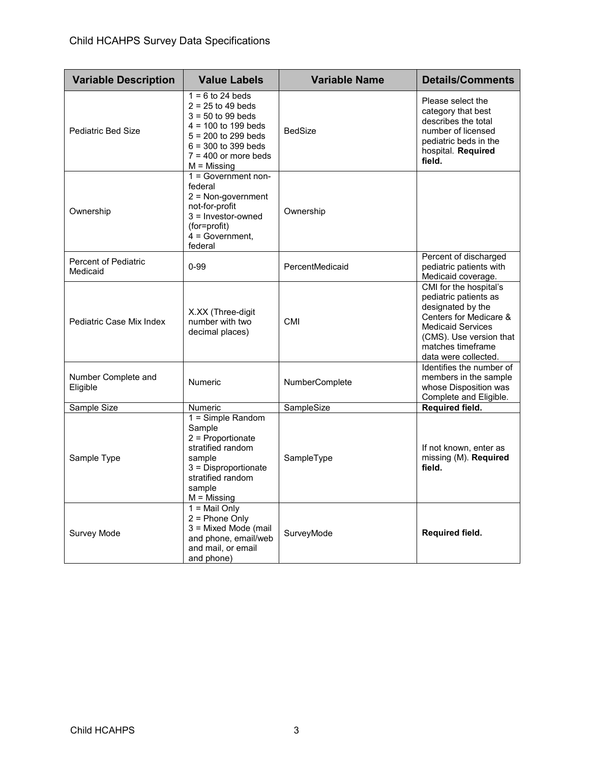| Variable Description | Value Labels | Variable Name | Details/Comments |
|---|---|---|---|
| Pediatric Bed Size | 1 = 6 to 24 beds<br>2 = 25 to 49 beds<br>3 = 50 to 99 beds<br>4 = 100 to 199 beds<br>5 = 200 to 299 beds<br>6 = 300 to 399 beds<br>7 = 400 or more beds<br>M = Missing | BedSize | Please select the category that best describes the total number of licensed pediatric beds in the hospital. **Required field.** |
| Ownership | 1 = Government non-federal<br>2 = Non-government not-for-profit<br>3 = Investor-owned (for=profit)<br>4 = Government, federal | Ownership | |
| Percent of Pediatric Medicaid | 0-99 | PercentMedicaid | Percent of discharged pediatric patients with Medicaid coverage. |
| Pediatric Case Mix Index | X.XX (Three-digit number with two decimal places) | CMI | CMI for the hospital's pediatric patients as designated by the Centers for Medicare & Medicaid Services (CMS). Use version that matches timeframe data were collected. |
| Number Complete and Eligible | Numeric | NumberComplete | Identifies the number of members in the sample whose Disposition was Complete and Eligible. |
| Sample Size | Numeric | SampleSize | **Required field.** |
| Sample Type | 1 = Simple Random Sample<br>2 = Proportionate stratified random sample<br>3 = Disproportionate stratified random sample<br>M = Missing | SampleType | If not known, enter as missing (M). **Required field.** |
| Survey Mode | 1 = Mail Only<br>2 = Phone Only<br>3 = Mixed Mode (mail and phone, email/web and mail, or email and phone) | SurveyMode | **Required field.** |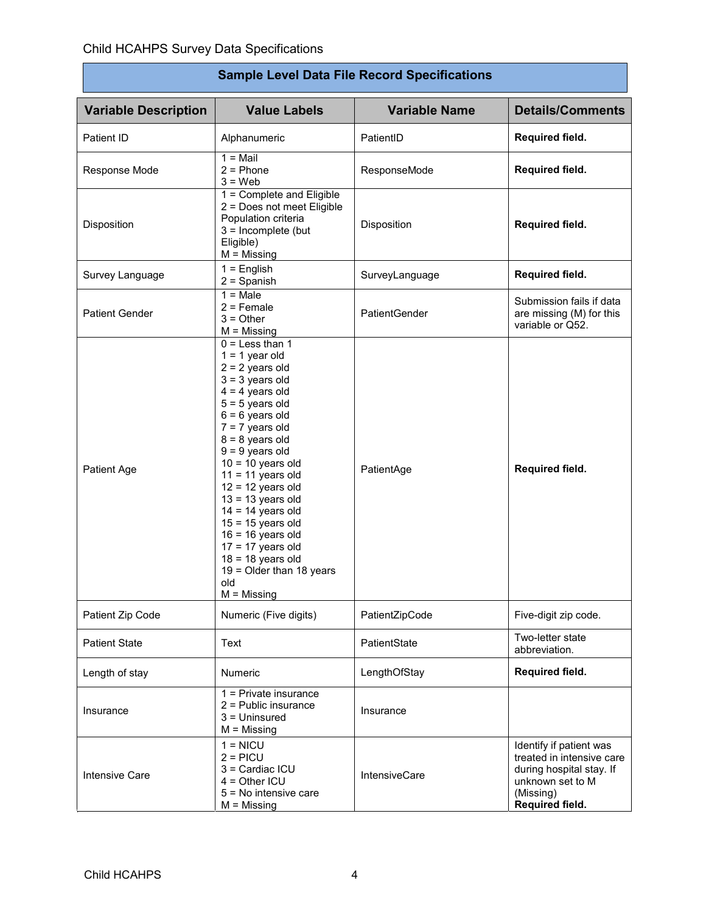Child HCAHPS Survey Data Specifications

## Sample Level Data File Record Specifications

| Variable Description | Value Labels | Variable Name | Details/Comments |
|---|---|---|---|
| Patient ID | Alphanumeric | PatientID | **Required field.** |
| Response Mode | 1 = Mail<br>2 = Phone<br>3 = Web | ResponseMode | **Required field.** |
| Disposition | 1 = Complete and Eligible<br>2 = Does not meet Eligible Population criteria<br>3 = Incomplete (but Eligible)<br>M = Missing | Disposition | **Required field.** |
| Survey Language | 1 = English<br>2 = Spanish | SurveyLanguage | **Required field.** |
| Patient Gender | 1 = Male<br>2 = Female<br>3 = Other<br>M = Missing | PatientGender | Submission fails if data are missing (M) for this variable or Q52. |
| Patient Age | 0 = Less than 1<br>1 = 1 year old<br>2 = 2 years old<br>3 = 3 years old<br>4 = 4 years old<br>5 = 5 years old<br>6 = 6 years old<br>7 = 7 years old<br>8 = 8 years old<br>9 = 9 years old<br>10 = 10 years old<br>11 = 11 years old<br>12 = 12 years old<br>13 = 13 years old<br>14 = 14 years old<br>15 = 15 years old<br>16 = 16 years old<br>17 = 17 years old<br>18 = 18 years old<br>19 = Older than 18 years old<br>M = Missing | PatientAge | **Required field.** |
| Patient Zip Code | Numeric (Five digits) | PatientZipCode | Five-digit zip code. |
| Patient State | Text | PatientState | Two-letter state abbreviation. |
| Length of stay | Numeric | LengthOfStay | **Required field.** |
| Insurance | 1 = Private insurance<br>2 = Public insurance<br>3 = Uninsured<br>M = Missing | Insurance | |
| Intensive Care | 1 = NICU<br>2 = PICU<br>3 = Cardiac ICU<br>4 = Other ICU<br>5 = No intensive care<br>M = Missing | IntensiveCare | Identify if patient was treated in intensive care during hospital stay. If unknown set to M (Missing)<br>**Required field.** |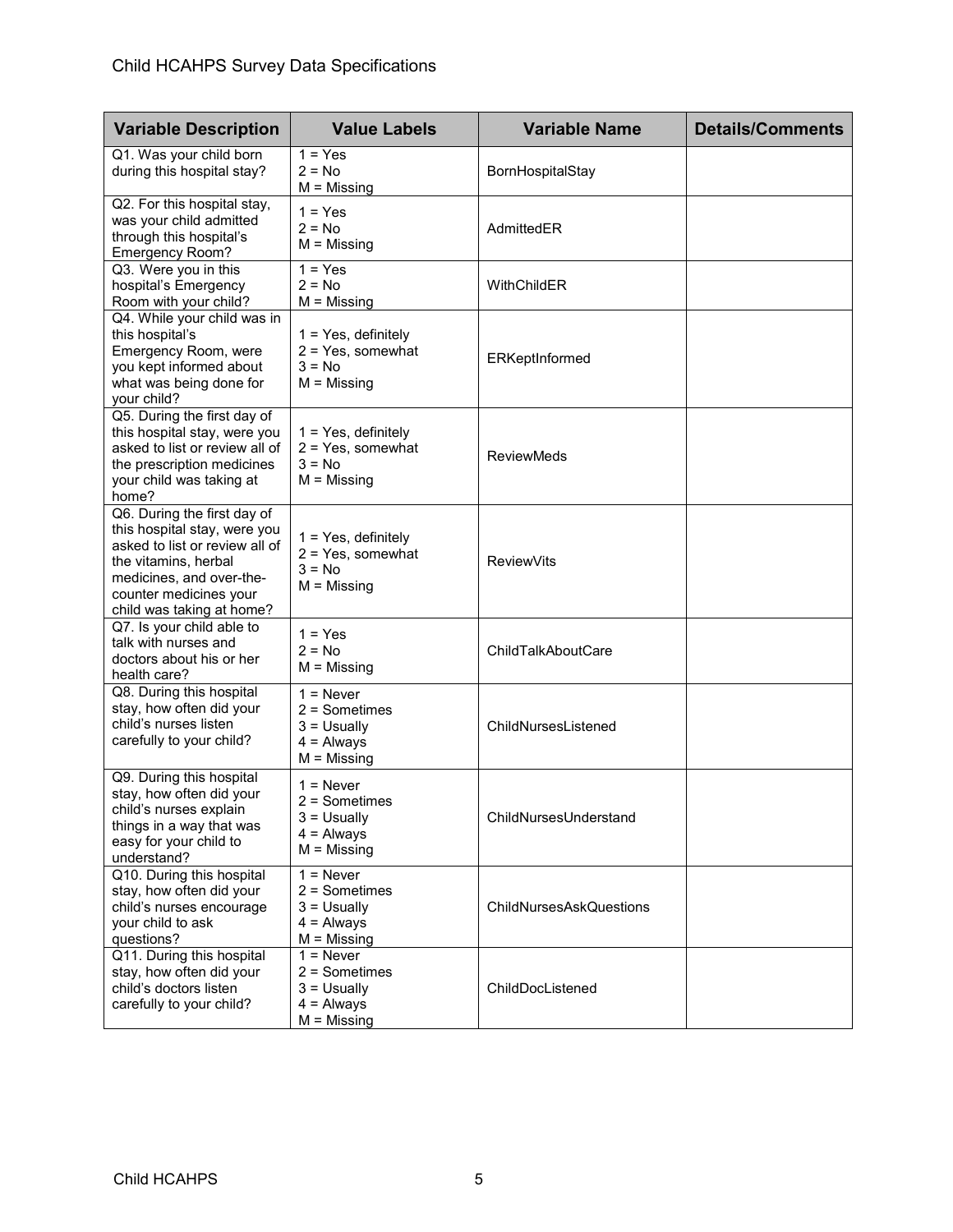| Variable Description | Value Labels | Variable Name | Details/Comments |
|---|---|---|---|
| Q1. Was your child born during this hospital stay? | 1 = Yes<br>2 = No<br>M = Missing | BornHospitalStay | |
| Q2. For this hospital stay, was your child admitted through this hospital's Emergency Room? | 1 = Yes<br>2 = No<br>M = Missing | AdmittedER | |
| Q3. Were you in this hospital's Emergency Room with your child? | 1 = Yes<br>2 = No<br>M = Missing | WithChildER | |
| Q4. While your child was in this hospital's Emergency Room, were you kept informed about what was being done for your child? | 1 = Yes, definitely<br>2 = Yes, somewhat<br>3 = No<br>M = Missing | ERKeptInformed | |
| Q5. During the first day of this hospital stay, were you asked to list or review all of the prescription medicines your child was taking at home? | 1 = Yes, definitely<br>2 = Yes, somewhat<br>3 = No<br>M = Missing | ReviewMeds | |
| Q6. During the first day of this hospital stay, were you asked to list or review all of the vitamins, herbal medicines, and over-the-counter medicines your child was taking at home? | 1 = Yes, definitely<br>2 = Yes, somewhat<br>3 = No<br>M = Missing | ReviewVits | |
| Q7. Is your child able to talk with nurses and doctors about his or her health care? | 1 = Yes<br>2 = No<br>M = Missing | ChildTalkAboutCare | |
| Q8. During this hospital stay, how often did your child's nurses listen carefully to your child? | 1 = Never<br>2 = Sometimes<br>3 = Usually<br>4 = Always<br>M = Missing | ChildNursesListened | |
| Q9. During this hospital stay, how often did your child's nurses explain things in a way that was easy for your child to understand? | 1 = Never<br>2 = Sometimes<br>3 = Usually<br>4 = Always<br>M = Missing | ChildNursesUnderstand | |
| Q10. During this hospital stay, how often did your child's nurses encourage your child to ask questions? | 1 = Never<br>2 = Sometimes<br>3 = Usually<br>4 = Always<br>M = Missing | ChildNursesAskQuestions | |
| Q11. During this hospital stay, how often did your child's doctors listen carefully to your child? | 1 = Never<br>2 = Sometimes<br>3 = Usually<br>4 = Always<br>M = Missing | ChildDocListened | |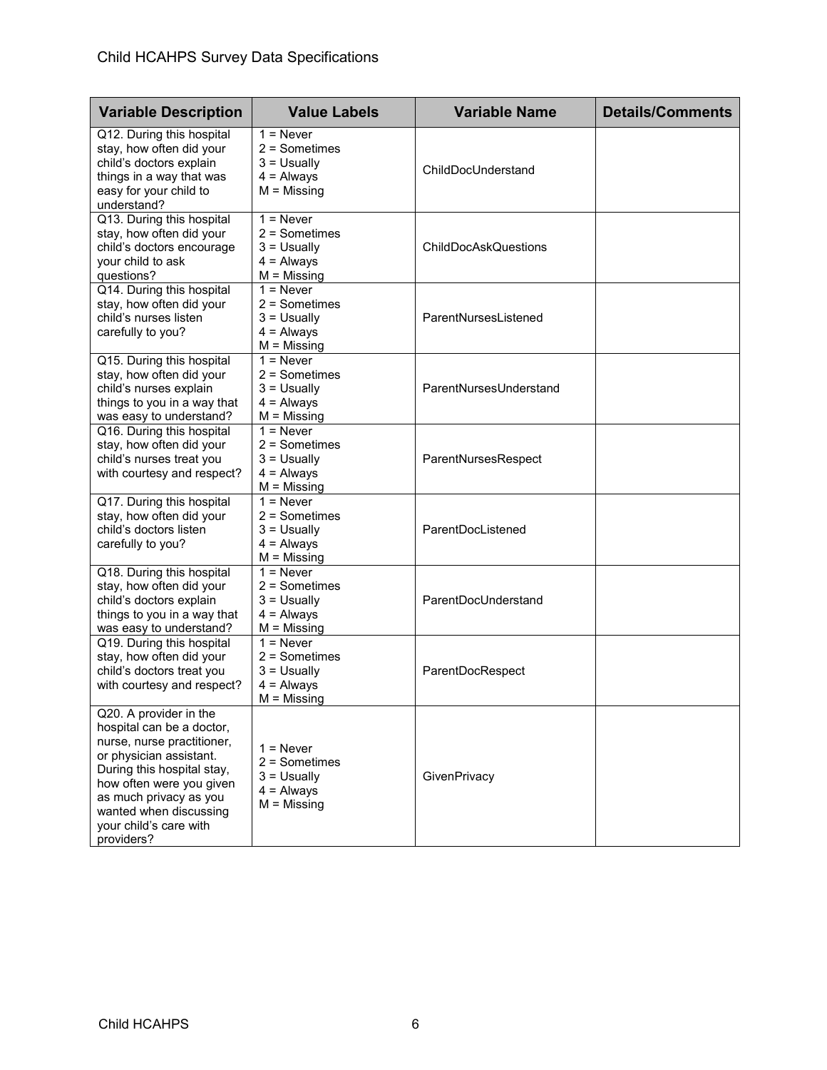| Variable Description | Value Labels | Variable Name | Details/Comments |
|---|---|---|---|
| Q12. During this hospital stay, how often did your child's doctors explain things in a way that was easy for your child to understand? | 1 = Never<br>2 = Sometimes<br>3 = Usually<br>4 = Always<br>M = Missing | ChildDocUnderstand | |
| Q13. During this hospital stay, how often did your child's doctors encourage your child to ask questions? | 1 = Never<br>2 = Sometimes<br>3 = Usually<br>4 = Always<br>M = Missing | ChildDocAskQuestions | |
| Q14. During this hospital stay, how often did your child's nurses listen carefully to you? | 1 = Never<br>2 = Sometimes<br>3 = Usually<br>4 = Always<br>M = Missing | ParentNursesListened | |
| Q15. During this hospital stay, how often did your child's nurses explain things to you in a way that was easy to understand? | 1 = Never<br>2 = Sometimes<br>3 = Usually<br>4 = Always<br>M = Missing | ParentNursesUnderstand | |
| Q16. During this hospital stay, how often did your child's nurses treat you with courtesy and respect? | 1 = Never<br>2 = Sometimes<br>3 = Usually<br>4 = Always<br>M = Missing | ParentNursesRespect | |
| Q17. During this hospital stay, how often did your child's doctors listen carefully to you? | 1 = Never<br>2 = Sometimes<br>3 = Usually<br>4 = Always<br>M = Missing | ParentDocListened | |
| Q18. During this hospital stay, how often did your child's doctors explain things to you in a way that was easy to understand? | 1 = Never<br>2 = Sometimes<br>3 = Usually<br>4 = Always<br>M = Missing | ParentDocUnderstand | |
| Q19. During this hospital stay, how often did your child's doctors treat you with courtesy and respect? | 1 = Never<br>2 = Sometimes<br>3 = Usually<br>4 = Always<br>M = Missing | ParentDocRespect | |
| Q20. A provider in the hospital can be a doctor, nurse, nurse practitioner, or physician assistant. During this hospital stay, how often were you given as much privacy as you wanted when discussing your child's care with providers? | 1 = Never<br>2 = Sometimes<br>3 = Usually<br>4 = Always<br>M = Missing | GivenPrivacy | |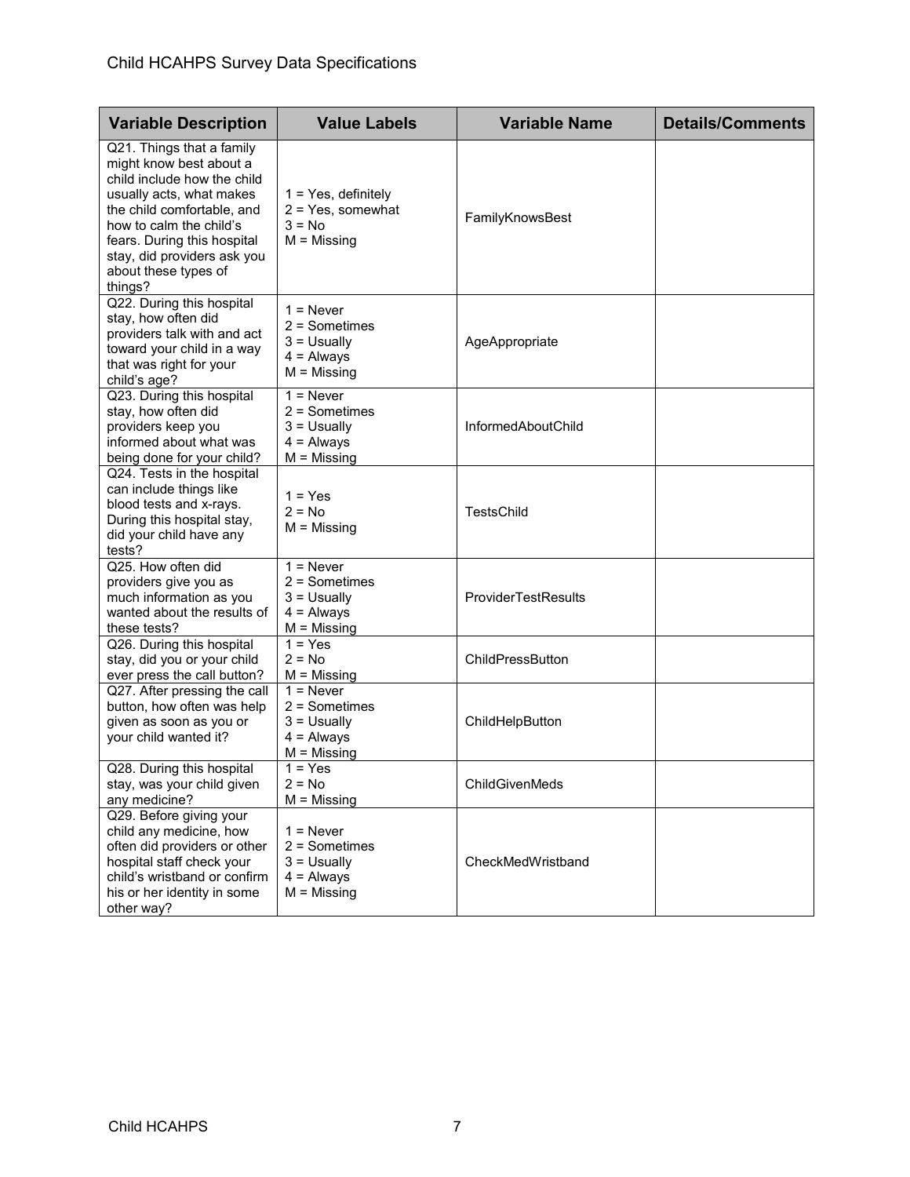| Variable Description | Value Labels | Variable Name | Details/Comments |
|---|---|---|---|
| Q21. Things that a family might know best about a child include how the child usually acts, what makes the child comfortable, and how to calm the child's fears. During this hospital stay, did providers ask you about these types of things? | 1 = Yes, definitely<br>2 = Yes, somewhat<br>3 = No<br>M = Missing | FamilyKnowsBest | |
| Q22. During this hospital stay, how often did providers talk with and act toward your child in a way that was right for your child's age? | 1 = Never<br>2 = Sometimes<br>3 = Usually<br>4 = Always<br>M = Missing | AgeAppropriate | |
| Q23. During this hospital stay, how often did providers keep you informed about what was being done for your child? | 1 = Never<br>2 = Sometimes<br>3 = Usually<br>4 = Always<br>M = Missing | InformedAboutChild | |
| Q24. Tests in the hospital can include things like blood tests and x-rays. During this hospital stay, did your child have any tests? | 1 = Yes<br>2 = No<br>M = Missing | TestsChild | |
| Q25. How often did providers give you as much information as you wanted about the results of these tests? | 1 = Never<br>2 = Sometimes<br>3 = Usually<br>4 = Always<br>M = Missing | ProviderTestResults | |
| Q26. During this hospital stay, did you or your child ever press the call button? | 1 = Yes<br>2 = No<br>M = Missing | ChildPressButton | |
| Q27. After pressing the call button, how often was help given as soon as you or your child wanted it? | 1 = Never<br>2 = Sometimes<br>3 = Usually<br>4 = Always<br>M = Missing | ChildHelpButton | |
| Q28. During this hospital stay, was your child given any medicine? | 1 = Yes<br>2 = No<br>M = Missing | ChildGivenMeds | |
| Q29. Before giving your child any medicine, how often did providers or other hospital staff check your child's wristband or confirm his or her identity in some other way? | 1 = Never<br>2 = Sometimes<br>3 = Usually<br>4 = Always<br>M = Missing | CheckMedWristband | |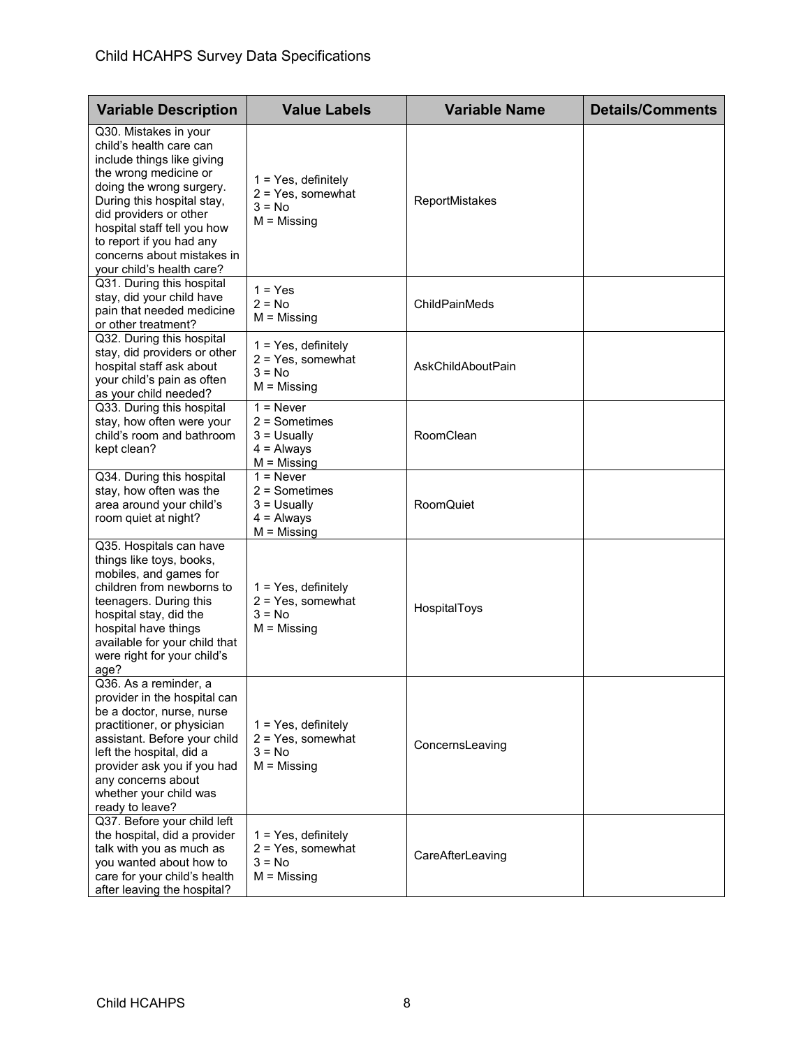| Variable Description | Value Labels | Variable Name | Details/Comments |
|---|---|---|---|
| Q30. Mistakes in your child's health care can include things like giving the wrong medicine or doing the wrong surgery. During this hospital stay, did providers or other hospital staff tell you how to report if you had any concerns about mistakes in your child's health care? | 1 = Yes, definitely<br>2 = Yes, somewhat<br>3 = No<br>M = Missing | ReportMistakes | |
| Q31. During this hospital stay, did your child have pain that needed medicine or other treatment? | 1 = Yes<br>2 = No<br>M = Missing | ChildPainMeds | |
| Q32. During this hospital stay, did providers or other hospital staff ask about your child's pain as often as your child needed? | 1 = Yes, definitely<br>2 = Yes, somewhat<br>3 = No<br>M = Missing | AskChildAboutPain | |
| Q33. During this hospital stay, how often were your child's room and bathroom kept clean? | 1 = Never<br>2 = Sometimes<br>3 = Usually<br>4 = Always<br>M = Missing | RoomClean | |
| Q34. During this hospital stay, how often was the area around your child's room quiet at night? | 1 = Never<br>2 = Sometimes<br>3 = Usually<br>4 = Always<br>M = Missing | RoomQuiet | |
| Q35. Hospitals can have things like toys, books, mobiles, and games for children from newborns to teenagers. During this hospital stay, did the hospital have things available for your child that were right for your child's age? | 1 = Yes, definitely<br>2 = Yes, somewhat<br>3 = No<br>M = Missing | HospitalToys | |
| Q36. As a reminder, a provider in the hospital can be a doctor, nurse, nurse practitioner, or physician assistant. Before your child left the hospital, did a provider ask you if you had any concerns about whether your child was ready to leave? | 1 = Yes, definitely<br>2 = Yes, somewhat<br>3 = No<br>M = Missing | ConcernsLeaving | |
| Q37. Before your child left the hospital, did a provider talk with you as much as you wanted about how to care for your child's health after leaving the hospital? | 1 = Yes, definitely<br>2 = Yes, somewhat<br>3 = No<br>M = Missing | CareAfterLeaving | |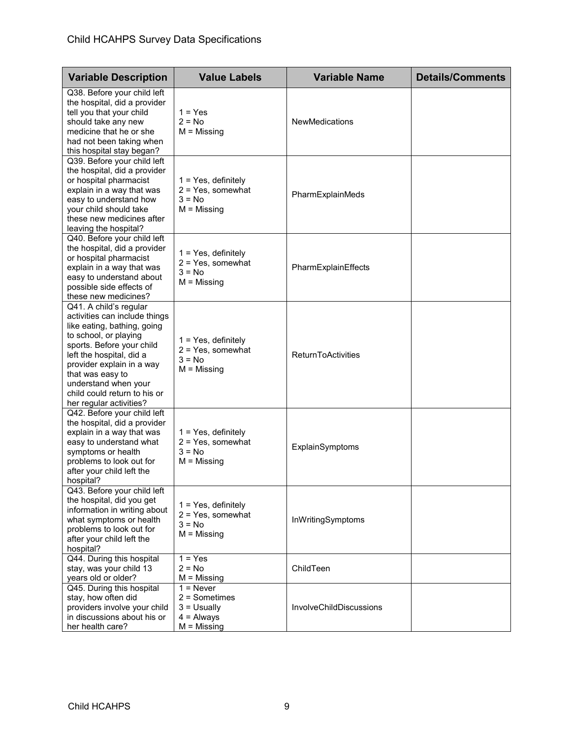| Variable Description | Value Labels | Variable Name | Details/Comments |
|---|---|---|---|
| Q38. Before your child left the hospital, did a provider tell you that your child should take any new medicine that he or she had not been taking when this hospital stay began? | 1 = Yes<br>2 = No<br>M = Missing | NewMedications | |
| Q39. Before your child left the hospital, did a provider or hospital pharmacist explain in a way that was easy to understand how your child should take these new medicines after leaving the hospital? | 1 = Yes, definitely<br>2 = Yes, somewhat<br>3 = No<br>M = Missing | PharmExplainMeds | |
| Q40. Before your child left the hospital, did a provider or hospital pharmacist explain in a way that was easy to understand about possible side effects of these new medicines? | 1 = Yes, definitely<br>2 = Yes, somewhat<br>3 = No<br>M = Missing | PharmExplainEffects | |
| Q41. A child's regular activities can include things like eating, bathing, going to school, or playing sports. Before your child left the hospital, did a provider explain in a way that was easy to understand when your child could return to his or her regular activities? | 1 = Yes, definitely<br>2 = Yes, somewhat<br>3 = No<br>M = Missing | ReturnToActivities | |
| Q42. Before your child left the hospital, did a provider explain in a way that was easy to understand what symptoms or health problems to look out for after your child left the hospital? | 1 = Yes, definitely<br>2 = Yes, somewhat<br>3 = No<br>M = Missing | ExplainSymptoms | |
| Q43. Before your child left the hospital, did you get information in writing about what symptoms or health problems to look out for after your child left the hospital? | 1 = Yes, definitely<br>2 = Yes, somewhat<br>3 = No<br>M = Missing | InWritingSymptoms | |
| Q44. During this hospital stay, was your child 13 years old or older? | 1 = Yes<br>2 = No<br>M = Missing | ChildTeen | |
| Q45. During this hospital stay, how often did providers involve your child in discussions about his or her health care? | 1 = Never<br>2 = Sometimes<br>3 = Usually<br>4 = Always<br>M = Missing | InvolveChildDiscussions | |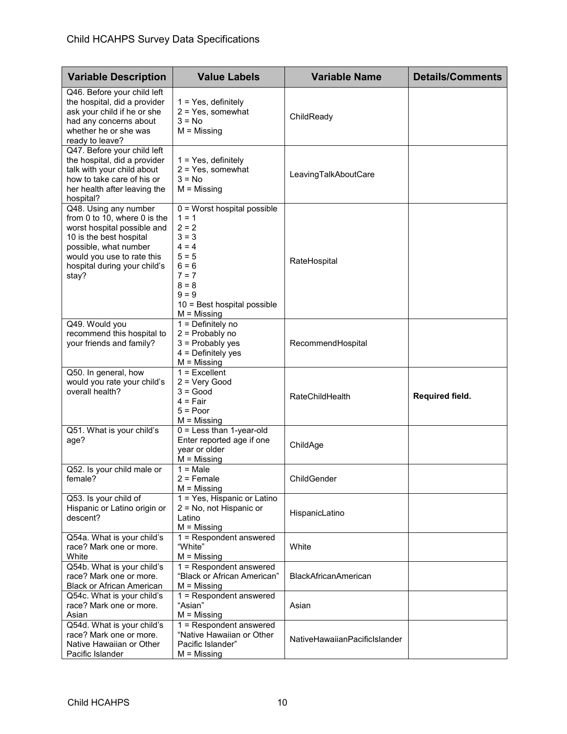| Variable Description | Value Labels | Variable Name | Details/Comments |
|---|---|---|---|
| Q46. Before your child left the hospital, did a provider ask your child if he or she had any concerns about whether he or she was ready to leave? | 1 = Yes, definitely<br>2 = Yes, somewhat<br>3 = No<br>M = Missing | ChildReady | |
| Q47. Before your child left the hospital, did a provider talk with your child about how to take care of his or her health after leaving the hospital? | 1 = Yes, definitely<br>2 = Yes, somewhat<br>3 = No<br>M = Missing | LeavingTalkAboutCare | |
| Q48. Using any number from 0 to 10, where 0 is the worst hospital possible and 10 is the best hospital possible, what number would you use to rate this hospital during your child's stay? | 0 = Worst hospital possible<br>1 = 1<br>2 = 2<br>3 = 3<br>4 = 4<br>5 = 5<br>6 = 6<br>7 = 7<br>8 = 8<br>9 = 9<br>10 = Best hospital possible<br>M = Missing | RateHospital | |
| Q49. Would you recommend this hospital to your friends and family? | 1 = Definitely no<br>2 = Probably no<br>3 = Probably yes<br>4 = Definitely yes<br>M = Missing | RecommendHospital | |
| Q50. In general, how would you rate your child's overall health? | 1 = Excellent<br>2 = Very Good<br>3 = Good<br>4 = Fair<br>5 = Poor<br>M = Missing | RateChildHealth | **Required field.** |
| Q51. What is your child's age? | 0 = Less than 1-year-old<br>Enter reported age if one year or older<br>M = Missing | ChildAge | |
| Q52. Is your child male or female? | 1 = Male<br>2 = Female<br>M = Missing | ChildGender | |
| Q53. Is your child of Hispanic or Latino origin or descent? | 1 = Yes, Hispanic or Latino<br>2 = No, not Hispanic or Latino<br>M = Missing | HispanicLatino | |
| Q54a. What is your child's race? Mark one or more. White | 1 = Respondent answered "White"<br>M = Missing | White | |
| Q54b. What is your child's race? Mark one or more. Black or African American | 1 = Respondent answered "Black or African American"<br>M = Missing | BlackAfricanAmerican | |
| Q54c. What is your child's race? Mark one or more. Asian | 1 = Respondent answered "Asian"<br>M = Missing | Asian | |
| Q54d. What is your child's race? Mark one or more. Native Hawaiian or Other Pacific Islander | 1 = Respondent answered "Native Hawaiian or Other Pacific Islander"<br>M = Missing | NativeHawaiianPacificIslander | |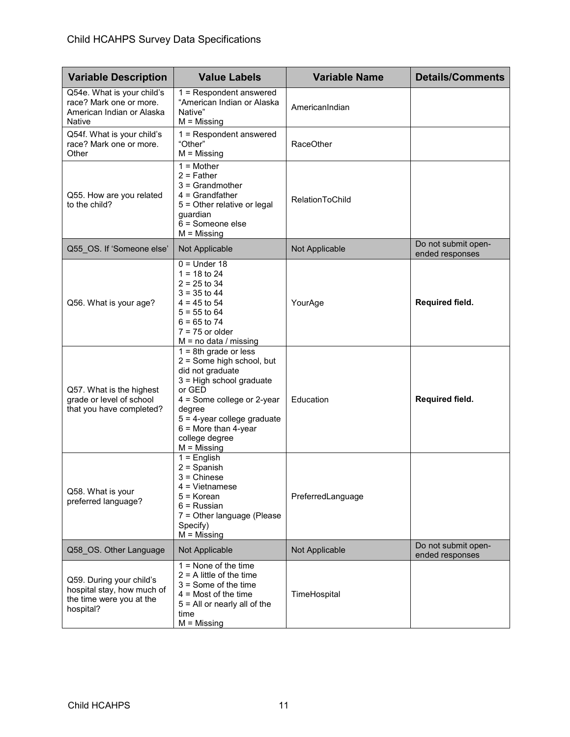| Variable Description | Value Labels | Variable Name | Details/Comments |
|---|---|---|---|
| Q54e. What is your child's race? Mark one or more. American Indian or Alaska Native | 1 = Respondent answered "American Indian or Alaska Native"<br>M = Missing | AmericanIndian | |
| Q54f. What is your child's race? Mark one or more. Other | 1 = Respondent answered "Other"<br>M = Missing | RaceOther | |
| Q55. How are you related to the child? | 1 = Mother<br>2 = Father<br>3 = Grandmother<br>4 = Grandfather<br>5 = Other relative or legal guardian<br>6 = Someone else<br>M = Missing | RelationToChild | |
| Q55_OS. If 'Someone else' | Not Applicable | Not Applicable | Do not submit open-ended responses |
| Q56. What is your age? | 0 = Under 18<br>1 = 18 to 24<br>2 = 25 to 34<br>3 = 35 to 44<br>4 = 45 to 54<br>5 = 55 to 64<br>6 = 65 to 74<br>7 = 75 or older<br>M = no data / missing | YourAge | **Required field.** |
| Q57. What is the highest grade or level of school that you have completed? | 1 = 8th grade or less<br>2 = Some high school, but did not graduate<br>3 = High school graduate or GED<br>4 = Some college or 2-year degree<br>5 = 4-year college graduate<br>6 = More than 4-year college degree<br>M = Missing | Education | **Required field.** |
| Q58. What is your preferred language? | 1 = English<br>2 = Spanish<br>3 = Chinese<br>4 = Vietnamese<br>5 = Korean<br>6 = Russian<br>7 = Other language (Please Specify)<br>M = Missing | PreferredLanguage | |
| Q58_OS. Other Language | Not Applicable | Not Applicable | Do not submit open-ended responses |
| Q59. During your child's hospital stay, how much of the time were you at the hospital? | 1 = None of the time<br>2 = A little of the time<br>3 = Some of the time<br>4 = Most of the time<br>5 = All or nearly all of the time<br>M = Missing | TimeHospital | |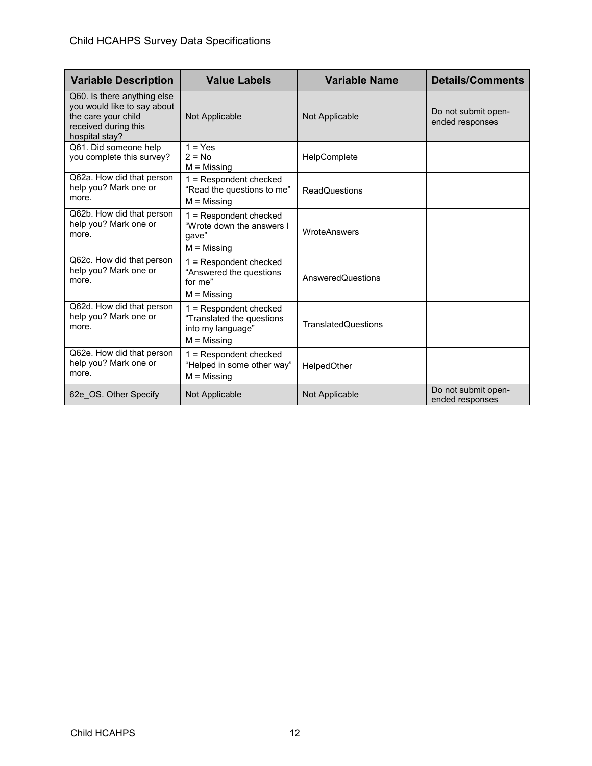| Variable Description | Value Labels | Variable Name | Details/Comments |
|---|---|---|---|
| Q60. Is there anything else you would like to say about the care your child received during this hospital stay? | Not Applicable | Not Applicable | Do not submit open-ended responses |
| Q61. Did someone help you complete this survey? | 1 = Yes<br>2 = No<br>M = Missing | HelpComplete | |
| Q62a. How did that person help you? Mark one or more. | 1 = Respondent checked “Read the questions to me”<br>M = Missing | ReadQuestions | |
| Q62b. How did that person help you? Mark one or more. | 1 = Respondent checked “Wrote down the answers I gave”<br>M = Missing | WroteAnswers | |
| Q62c. How did that person help you? Mark one or more. | 1 = Respondent checked “Answered the questions for me”<br>M = Missing | AnsweredQuestions | |
| Q62d. How did that person help you? Mark one or more. | 1 = Respondent checked “Translated the questions into my language”<br>M = Missing | TranslatedQuestions | |
| Q62e. How did that person help you? Mark one or more. | 1 = Respondent checked “Helped in some other way”<br>M = Missing | HelpedOther | |
| 62e_OS. Other Specify | Not Applicable | Not Applicable | Do not submit open-ended responses |